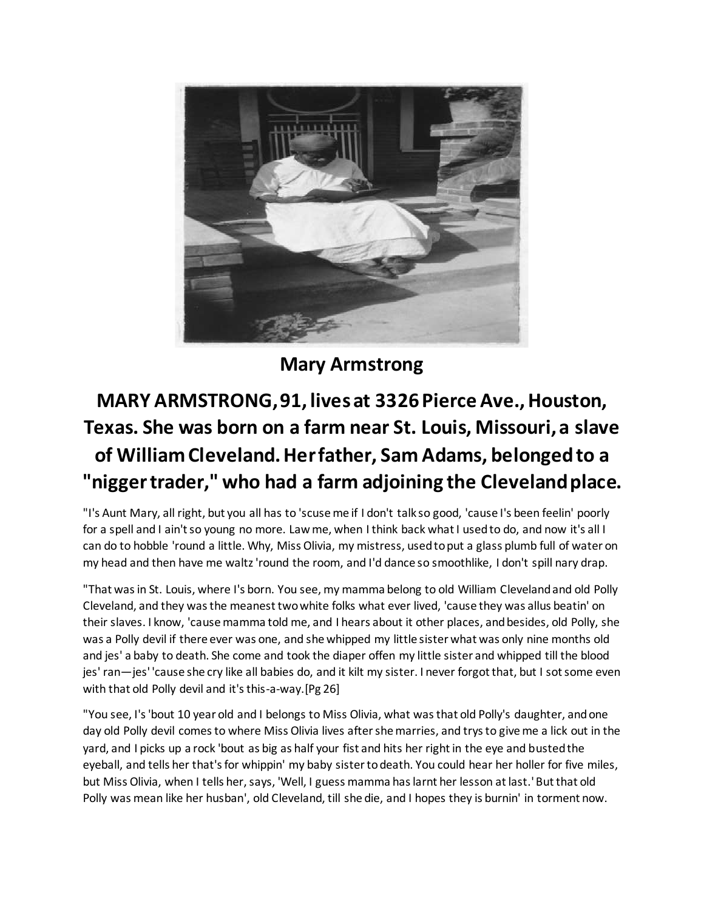# Mary Armstrong

## MARY ARMSTRONG, 91, lives at 3326 Pierce Ave., Houston, Texas. She was born on a farm near St. Louis, Missouri, a slave of William Cleveland. Her father, Sam Adams, belonged to a "nigger trader," who had a farm adjoining the Cleveland place.

"I's Aunt Mary, all right, but you all has to 'scuse me if I don't talk so good, 'cause I's been feelin' poorly for a spell and I ain't so young no more. Law me, when I think back what I used to do, and now it's all I can do to hobble 'round a little. Why, Miss Olivia, my mistress, used to put a glass plumb full of water on my head and then have me waltz 'round the room, and I'd dance so smoothlike, I don't spill nary drap.

"That was in St. Louis, where I's born. You see, my mamma belong to old William Cleveland and old Polly Cleveland, and they was the meanest two white folks what ever lived, 'cause they was allus beatin' on their slaves. I know, 'cause mamma told me, and I hears about it other places, and besides, old Polly, she was a Polly devil if there ever was one, and she whipped my little sister what was only nine months old and jes' a baby to death. She come and took the diaper offen my little sister and whipped till the blood jes' ran—jes' 'cause she cry like all babies do, and it kilt my sister. I never forgot that, but I sot some even with that old Polly devil and it's this-a-way.[Pg 26]

"You see, I's 'bout 10 year old and I belongs to Miss Olivia, what was that old Polly's daughter, and one day old Polly devil comes to where Miss Olivia lives after she marries, and trys to give me a lick out in the yard, and I picks up a rock 'bout as big as half your fist and hits her right in the eye and busted the eyeball, and tells her that's for whippin' my baby sister to death. You could hear her holler for five miles, but Miss Olivia, when I tells her, says, 'Well, I guess mamma has larnt her lesson at last.' But that old Polly was mean like her husban', old Cleveland, till she die, and I hopes they is burnin' in torment now.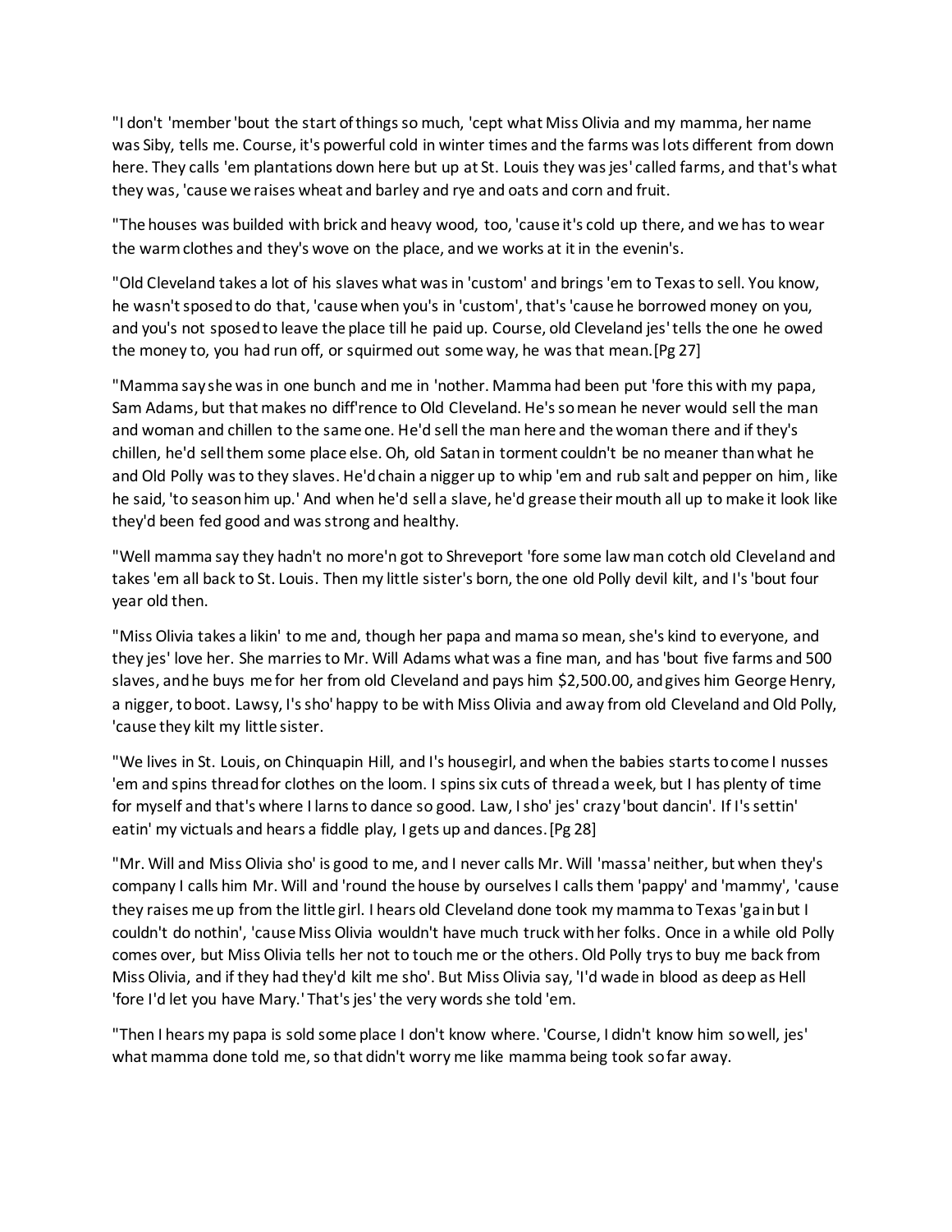"I don't 'member 'bout the start of things so much, 'cept what Miss Olivia and my mamma, her name was Siby, tells me. Course, it's powerful cold in winter times and the farms was lots different from down here. They calls 'em plantations down here but up at St. Louis they was jes' called farms, and that's what they was, 'cause we raises wheat and barley and rye and oats and corn and fruit.

"The houses was builded with brick and heavy wood, too, 'cause it's cold up there, and we has to wear the warm clothes and they's wove on the place, and we works at it in the evenin's.

"Old Cleveland takes a lot of his slaves what was in 'custom' and brings 'em to Texas to sell. You know, he wasn't sposed to do that, 'cause when you's in 'custom', that's 'cause he borrowed money on you, and you's not sposed to leave the place till he paid up. Course, old Cleveland jes' tells the one he owed the money to, you had run off, or squirmed out some way, he was that mean.[Pg 27]

"Mamma say she was in one bunch and me in 'nother. Mamma had been put 'fore this with my papa, Sam Adams, but that makes no diff'rence to Old Cleveland. He's so mean he never would sell the man and woman and chillen to the same one. He'd sell the man here and the woman there and if they's chillen, he'd sell them some place else. Oh, old Satan in torment couldn't be no meaner than what he and Old Polly was to they slaves. He'd chain a nigger up to whip 'em and rub salt and pepper on him, like he said, 'to season him up.' And when he'd sell a slave, he'd grease their mouth all up to make it look like they'd been fed good and was strong and healthy.

"Well mamma say they hadn't no more'n got to Shreveport 'fore some law man cotch old Cleveland and takes 'em all back to St. Louis. Then my little sister's born, the one old Polly devil kilt, and I's 'bout four year old then.

"Miss Olivia takes a likin' to me and, though her papa and mama so mean, she's kind to everyone, and they jes' love her. She marries to Mr. Will Adams what was a fine man, and has 'bout five farms and 500 slaves, and he buys me for her from old Cleveland and pays him $2,500.00, and gives him George Henry, a nigger, to boot. Lawsy, I's sho' happy to be with Miss Olivia and away from old Cleveland and Old Polly, 'cause they kilt my little sister.

"We lives in St. Louis, on Chinquapin Hill, and I's housegirl, and when the babies starts to come I nusses 'em and spins thread for clothes on the loom. I spins six cuts of thread a week, but I has plenty of time for myself and that's where I larns to dance so good. Law, I sho' jes' crazy 'bout dancin'. If I's settin' eatin' my victuals and hears a fiddle play, I gets up and dances.[Pg 28]

"Mr. Will and Miss Olivia sho' is good to me, and I never calls Mr. Will 'massa' neither, but when they's company I calls him Mr. Will and 'round the house by ourselves I calls them 'pappy' and 'mammy', 'cause they raises me up from the little girl. I hears old Cleveland done took my mamma to Texas 'gain but I couldn't do nothin', 'cause Miss Olivia wouldn't have much truck with her folks. Once in a while old Polly comes over, but Miss Olivia tells her not to touch me or the others. Old Polly trys to buy me back from Miss Olivia, and if they had they'd kilt me sho'. But Miss Olivia say, 'I'd wade in blood as deep as Hell 'fore I'd let you have Mary.' That's jes' the very words she told 'em.

"Then I hears my papa is sold some place I don't know where. 'Course, I didn't know him so well, jes' what mamma done told me, so that didn't worry me like mamma being took so far away.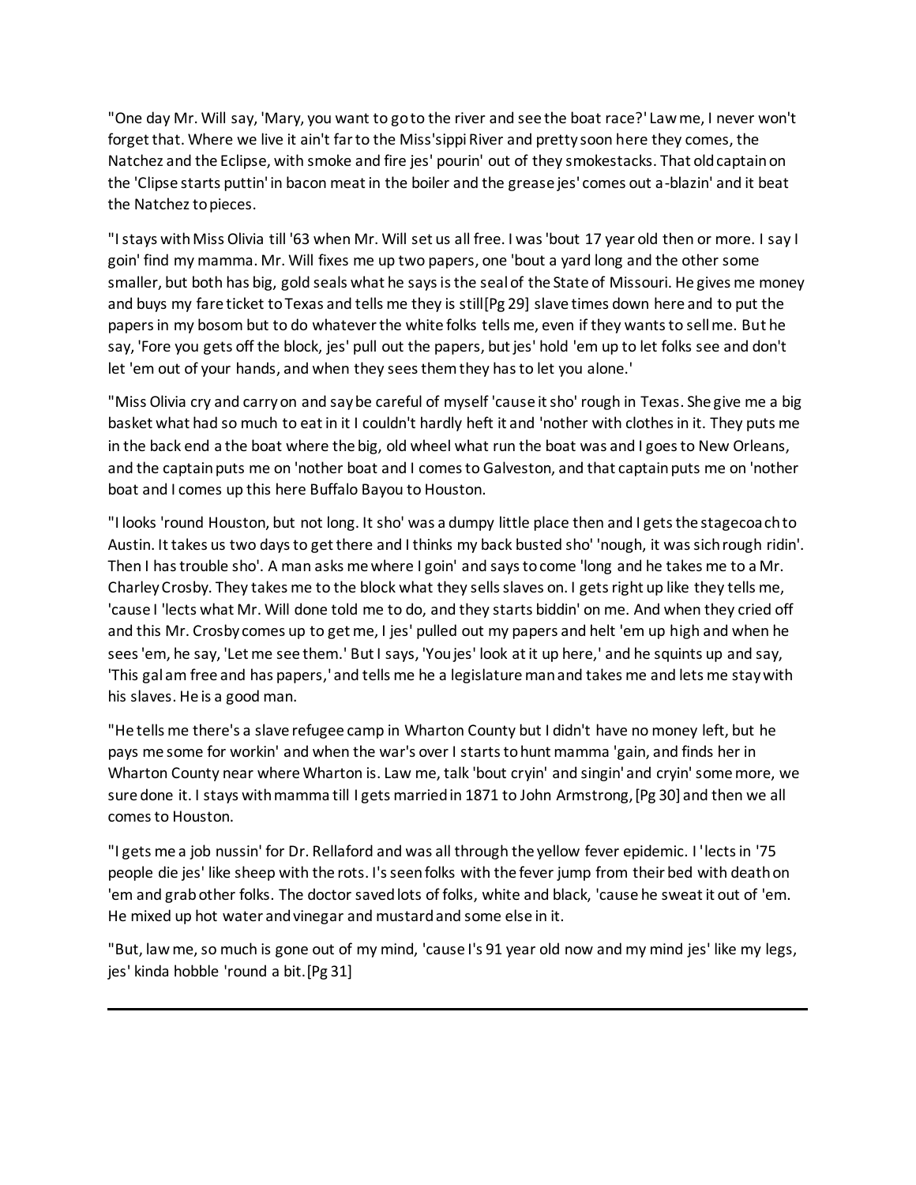"One day Mr. Will say, 'Mary, you want to go to the river and see the boat race?' Law me, I never won't forget that. Where we live it ain't far to the Miss'sippi River and pretty soon here they comes, the Natchez and the Eclipse, with smoke and fire jes' pourin' out of they smokestacks. That old captain on the 'Clipse starts puttin' in bacon meat in the boiler and the grease jes' comes out a-blazin' and it beat the Natchez to pieces.

"I stays with Miss Olivia till '63 when Mr. Will set us all free. I was 'bout 17 year old then or more. I say I goin' find my mamma. Mr. Will fixes me up two papers, one 'bout a yard long and the other some smaller, but both has big, gold seals what he says is the seal of the State of Missouri. He gives me money and buys my fare ticket to Texas and tells me they is still[Pg 29] slave times down here and to put the papers in my bosom but to do whatever the white folks tells me, even if they wants to sell me. But he say, 'Fore you gets off the block, jes' pull out the papers, but jes' hold 'em up to let folks see and don't let 'em out of your hands, and when they sees them they has to let you alone.'

"Miss Olivia cry and carry on and say be careful of myself 'cause it sho' rough in Texas. She give me a big basket what had so much to eat in it I couldn't hardly heft it and 'nother with clothes in it. They puts me in the back end a the boat where the big, old wheel what run the boat was and I goes to New Orleans, and the captain puts me on 'nother boat and I comes to Galveston, and that captain puts me on 'nother boat and I comes up this here Buffalo Bayou to Houston.

"I looks 'round Houston, but not long. It sho' was a dumpy little place then and I gets the stagecoach to Austin. It takes us two days to get there and I thinks my back busted sho' 'nough, it was sich rough ridin'. Then I has trouble sho'. A man asks me where I goin' and says to come 'long and he takes me to a Mr. Charley Crosby. They takes me to the block what they sells slaves on. I gets right up like they tells me, 'cause I 'lects what Mr. Will done told me to do, and they starts biddin' on me. And when they cried off and this Mr. Crosby comes up to get me, I jes' pulled out my papers and helt 'em up high and when he sees 'em, he say, 'Let me see them.' But I says, 'You jes' look at it up here,' and he squints up and say, 'This gal am free and has papers,' and tells me he a legislature man and takes me and lets me stay with his slaves. He is a good man.

"He tells me there's a slave refugee camp in Wharton County but I didn't have no money left, but he pays me some for workin' and when the war's over I starts to hunt mamma 'gain, and finds her in Wharton County near where Wharton is. Law me, talk 'bout cryin' and singin' and cryin' some more, we sure done it. I stays with mamma till I gets married in 1871 to John Armstrong,[Pg 30] and then we all comes to Houston.

"I gets me a job nussin' for Dr. Rellaford and was all through the yellow fever epidemic. I 'lects in '75 people die jes' like sheep with the rots. I's seen folks with the fever jump from their bed with death on 'em and grab other folks. The doctor saved lots of folks, white and black, 'cause he sweat it out of 'em. He mixed up hot water and vinegar and mustard and some else in it.

"But, law me, so much is gone out of my mind, 'cause I's 91 year old now and my mind jes' like my legs, jes' kinda hobble 'round a bit.[Pg 31]

---